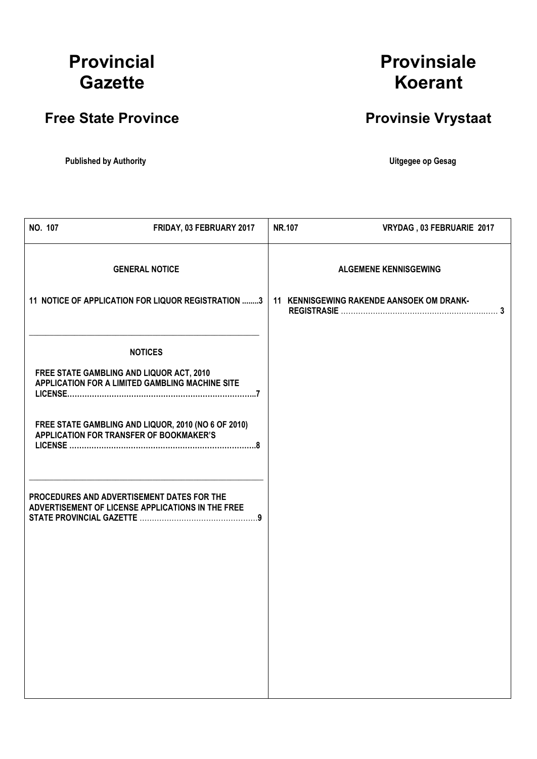# Provincial Gazette

# Provinsiale Koerant

## Free State Province

## Provinsie Vrystaat

**Published by Authority**

**Uitgegee op Gesag**

**NO. 107 FRIDAY, 03 FEBRUARY 2017**

**GENERAL NOTICE**

**11 NOTICE OF APPLICATION FOR LIQUOR REGISTRATION ........3**

**NOTICES**

**FREE STATE GAMBLING AND LIQUOR ACT, 2010 APPLICATION FOR A LIMITED GAMBLING MACHINE SITE LICENSE……………………………………………………………………..7**

**FREE STATE GAMBLING AND LIQUOR, 2010 (NO 6 OF 2010) APPLICATION FOR TRANSFER OF BOOKMAKER'S LICENSE ………………………………………………………………….8**

**PROCEDURES AND ADVERTISEMENT DATES FOR THE ADVERTISEMENT OF LICENSE APPLICATIONS IN THE FREE STATE PROVINCIAL GAZETTE …………………………………………9**

**NR.107 VRYDAG , 03 FEBRUARIE 2017**

**ALGEMENE KENNISGEWING**

**11 KENNISGEWING RAKENDE AANSOEK OM DRANK-REGISTRASIE ……………………………………………………… 3**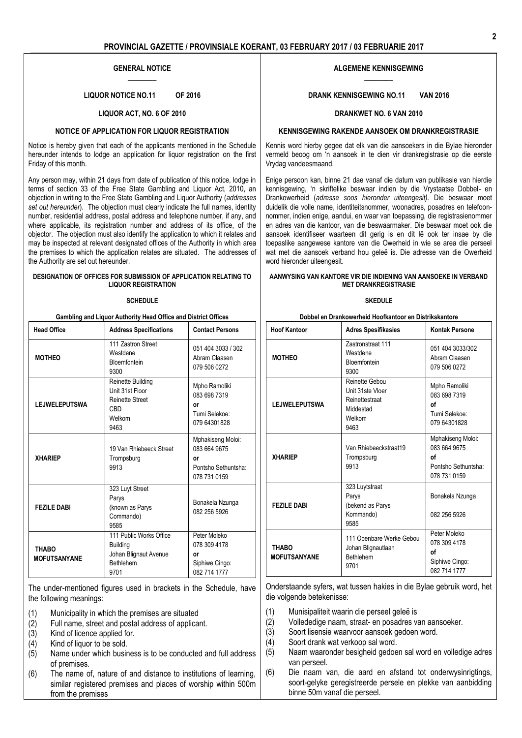## GENERAL NOTICE

**LIQUOR NOTICE NO.11 OF 2016**

**LIQUOR ACT, NO. 6 OF 2010**

**NOTICE OF APPLICATION FOR LIQUOR REGISTRATION**

Notice is hereby given that each of the applicants mentioned in the Schedule hereunder intends to lodge an application for liquor registration on the first Friday of this month.

Any person may, within 21 days from date of publication of this notice, lodge in terms of section 33 of the Free State Gambling and Liquor Act, 2010, an objection in writing to the Free State Gambling and Liquor Authority (*addresses set out hereunder*). The objection must clearly indicate the full names, identity number, residential address, postal address and telephone number, if any, and where applicable, its registration number and address of its office, of the objector. The objection must also identify the application to which it relates and may be inspected at relevant designated offices of the Authority in which area the premises to which the application relates are situated. The addresses of the Authority are set out hereunder.

**DESIGNATION OF OFFICES FOR SUBMISSION OF APPLICATION RELATING TO LIQUOR REGISTRATION**

**SCHEDULE**

**Gambling and Liquor Authority Head Office and District Offices**

| Head Office | Address Specifications | Contact Persons |
|---|---|---|
| **MOTHEO** | 111 Zastron Street<br>Westdene<br>Bloemfontein<br>9300 | 051 404 3033 / 302<br>Abram Claasen<br>079 506 0272 |
| **LEJWELEPUTSWA** | Reinette Building<br>Unit 31st Floor<br>Reinette Street<br>CBD<br>Welkom<br>9463 | Mpho Ramoliki<br>083 698 7319<br>**or**<br>Tumi Selekoe:<br>079 64301828 |
| **XHARIEP** | 19 Van Rhiebeeck Street<br>Trompsburg<br>9913 | Mphakiseng Moloi:<br>083 664 9675<br>**or**<br>Pontsho Sethuntsha:<br>078 731 0159 |
| **FEZILE DABI** | 323 Luyt Street<br>Parys<br>(known as Parys Commando)<br>9585 | Bonakela Nzunga<br>082 256 5926 |
| **THABO MOFUTSANYANE** | 111 Public Works Office Building<br>Johan Blignaut Avenue<br>Bethlehem<br>9701 | Peter Moleko<br>078 309 4178<br>**or**<br>Siphiwe Cingo:<br>082 714 1777 |

The under-mentioned figures used in brackets in the Schedule, have the following meanings:

(1) Municipality in which the premises are situated
(2) Full name, street and postal address of applicant.
(3) Kind of licence applied for.
(4) Kind of liquor to be sold.
(5) Name under which business is to be conducted and full address of premises.
(6) The name of, nature of and distance to institutions of learning, similar registered premises and places of worship within 500m from the premises

## ALGEMENE KENNISGEWING

**DRANK KENNISGEWING NO.11 VAN 2016**

**DRANKWET NO. 6 VAN 2010**

**KENNISGEWING RAKENDE AANSOEK OM DRANKREGISTRASIE**

Kennis word hierby gegee dat elk van die aansoekers in die Bylae hieronder vermeld beoog om 'n aansoek in te dien vir drankregistrasie op die eerste Vrydag vandeesmaand.

Enige persoon kan, binne 21 dae vanaf die datum van publikasie van hierdie kennisgewing, 'n skriftelike beswaar indien by die Vrystaatse Dobbel- en Drankowerheid (*adresse soos hieronder uiteengesit).* Die beswaar moet duidelik die volle name, identiteitsnommer, woonadres, posadres en telefoonnommer, indien enige, aandui, en waar van toepassing, die registrasienommer en adres van die kantoor, van die beswaarmaker. Die beswaar moet ook die aansoek identifiseer waarteen dit gerig is en dit lê ook ter insae by die toepaslike aangewese kantore van die Owerheid in wie se area die perseel wat met die aansoek verband hou geleë is. Die adresse van die Owerheid word hieronder uiteengesit.

**AANWYSING VAN KANTORE VIR DIE INDIENING VAN AANSOEKE IN VERBAND MET DRANKREGISTRASIE**

**SKEDULE**

**Dobbel en Drankowerheid Hoofkantoor en Distrikskantore**

| Hoof Kantoor | Adres Spesifikasies | Kontak Persone |
|---|---|---|
| **MOTHEO** | Zastronstraat 111<br>Westdene<br>Bloemfontein<br>9300 | 051 404 3033/302<br>Abram Claasen<br>079 506 0272 |
| **LEJWELEPUTSWA** | Reinette Gebou<br>Unit 31ste Vloer<br>Reinettestraat<br>Middestad<br>Welkom<br>9463 | Mpho Ramoliki<br>083 698 7319<br>**of**<br>Tumi Selekoe:<br>079 64301828 |
| **XHARIEP** | Van Rhiebeeckstraat19<br>Trompsburg<br>9913 | Mphakiseng Moloi:<br>083 664 9675<br>**of**<br>Pontsho Sethuntsha:<br>078 731 0159 |
| **FEZILE DABI** | 323 Luytstraat<br>Parys<br>(bekend as Parys Kommando)<br>9585 | Bonakela Nzunga<br><br>082 256 5926 |
| **THABO MOFUTSANYANE** | 111 Openbare Werke Gebou<br>Johan Blignautlaan<br>Bethlehem<br>9701 | Peter Moleko<br>078 309 4178<br>**of**<br>Siphiwe Cingo:<br>082 714 1777 |

Onderstaande syfers, wat tussen hakies in die Bylae gebruik word, het die volgende betekenisse:

(1) Munisipaliteit waarin die perseel geleë is
(2) Volledige naam, straat- en posadres van aansoeker.
(3) Soort lisensie waarvoor aansoek gedoen word.
(4) Soort drank wat verkoop sal word.
(5) Naam waaronder besigheid gedoen sal word en volledige adres van perseel.
(6) Die naam van, die aard en afstand tot onderwysinrigtings, soort-gelyke geregistreerde persele en plekke van aanbidding binne 50m vanaf die perseel.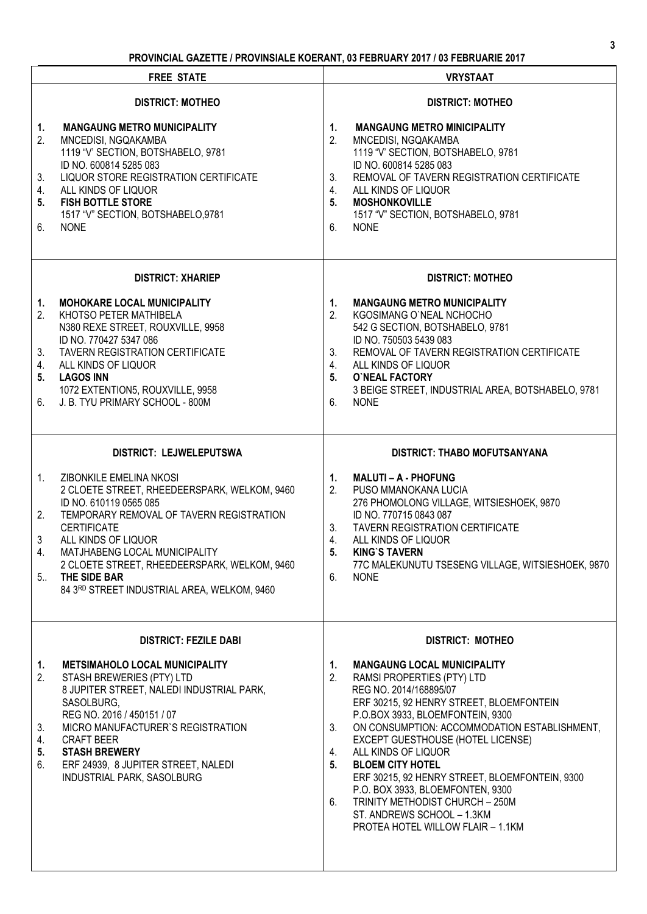**PROVINCIAL GAZETTE / PROVINSIALE KOERANT, 03 FEBRUARY 2017 / 03 FEBRUARIE 2017**

| FREE STATE | VRYSTAAT |
|---|---|
| **DISTRICT: MOTHEO**<br><br>**1. MANGAUNG METRO MUNICIPALITY**<br>2. MNCEDISI, NGQAKAMBA<br>1119 "V' SECTION, BOTSHABELO, 9781<br>ID NO. 600814 5285 083<br>3. LIQUOR STORE REGISTRATION CERTIFICATE<br>4. ALL KINDS OF LIQUOR<br>**5. FISH BOTTLE STORE**<br>1517 "V" SECTION, BOTSHABELO,9781<br>6. NONE | **DISTRICT: MOTHEO**<br><br>**1. MANGAUNG METRO MINICIPALITY**<br>2. MNCEDISI, NGQAKAMBA<br>1119 "V' SECTION, BOTSHABELO, 9781<br>ID NO. 600814 5285 083<br>3. REMOVAL OF TAVERN REGISTRATION CERTIFICATE<br>4. ALL KINDS OF LIQUOR<br>**5. MOSHONKOVILLE**<br>1517 "V" SECTION, BOTSHABELO, 9781<br>6. NONE |
| **DISTRICT: XHARIEP**<br><br>**1. MOHOKARE LOCAL MUNICIPALITY**<br>2. KHOTSO PETER MATHIBELA<br>N380 REXE STREET, ROUXVILLE, 9958<br>ID NO. 770427 5347 086<br>3. TAVERN REGISTRATION CERTIFICATE<br>4. ALL KINDS OF LIQUOR<br>**5. LAGOS INN**<br>1072 EXTENTION5, ROUXVILLE, 9958<br>6. J. B. TYU PRIMARY SCHOOL - 800M | **DISTRICT: MOTHEO**<br><br>**1. MANGAUNG METRO MUNICIPALITY**<br>2. KGOSIMANG O`NEAL NCHOCHO<br>542 G SECTION, BOTSHABELO, 9781<br>ID NO. 750503 5439 083<br>3. REMOVAL OF TAVERN REGISTRATION CERTIFICATE<br>4. ALL KINDS OF LIQUOR<br>**5. O`NEAL FACTORY**<br>3 BEIGE STREET, INDUSTRIAL AREA, BOTSHABELO, 9781<br>6. NONE |
| **DISTRICT: LEJWELEPUTSWA**<br><br>1. ZIBONKILE EMELINA NKOSI<br>2 CLOETE STREET, RHEEDEERSPARK, WELKOM, 9460<br>ID NO. 610119 0565 085<br>2. TEMPORARY REMOVAL OF TAVERN REGISTRATION CERTIFICATE<br>3 ALL KINDS OF LIQUOR<br>4. MATJHABENG LOCAL MUNICIPALITY<br>2 CLOETE STREET, RHEEDEERSPARK, WELKOM, 9460<br>5.. **THE SIDE BAR**<br>84 3RD STREET INDUSTRIAL AREA, WELKOM, 9460 | **DISTRICT: THABO MOFUTSANYANA**<br><br>**1. MALUTI – A - PHOFUNG**<br>2. PUSO MMANOKANA LUCIA<br>276 PHOMOLONG VILLAGE, WITSIESHOEK, 9870<br>ID NO. 770715 0843 087<br>3. TAVERN REGISTRATION CERTIFICATE<br>4. ALL KINDS OF LIQUOR<br>**5. KING`S TAVERN**<br>77C MALEKUNUTU TSESENG VILLAGE, WITSIESHOEK, 9870<br>6. NONE |
| **DISTRICT: FEZILE DABI**<br><br>**1. METSIMAHOLO LOCAL MUNICIPALITY**<br>2. STASH BREWERIES (PTY) LTD<br>8 JUPITER STREET, NALEDI INDUSTRIAL PARK, SASOLBURG,<br>REG NO. 2016 / 450151 / 07<br>3. MICRO MANUFACTURER`S REGISTRATION<br>4. CRAFT BEER<br>**5. STASH BREWERY**<br>6. ERF 24939, 8 JUPITER STREET, NALEDI INDUSTRIAL PARK, SASOLBURG | **DISTRICT: MOTHEO**<br><br>**1. MANGAUNG LOCAL MUNICIPALITY**<br>2. RAMSI PROPERTIES (PTY) LTD<br>REG NO. 2014/168895/07<br>ERF 30215, 92 HENRY STREET, BLOEMFONTEIN<br>P.O.BOX 3933, BLOEMFONTEIN, 9300<br>3. ON CONSUMPTION: ACCOMMODATION ESTABLISHMENT, EXCEPT GUESTHOUSE (HOTEL LICENSE)<br>4. ALL KINDS OF LIQUOR<br>**5. BLOEM CITY HOTEL**<br>ERF 30215, 92 HENRY STREET, BLOEMFONTEIN, 9300<br>P.O. BOX 3933, BLOEMFONTEN, 9300<br>6. TRINITY METHODIST CHURCH – 250M<br>ST. ANDREWS SCHOOL – 1.3KM<br>PROTEA HOTEL WILLOW FLAIR – 1.1KM |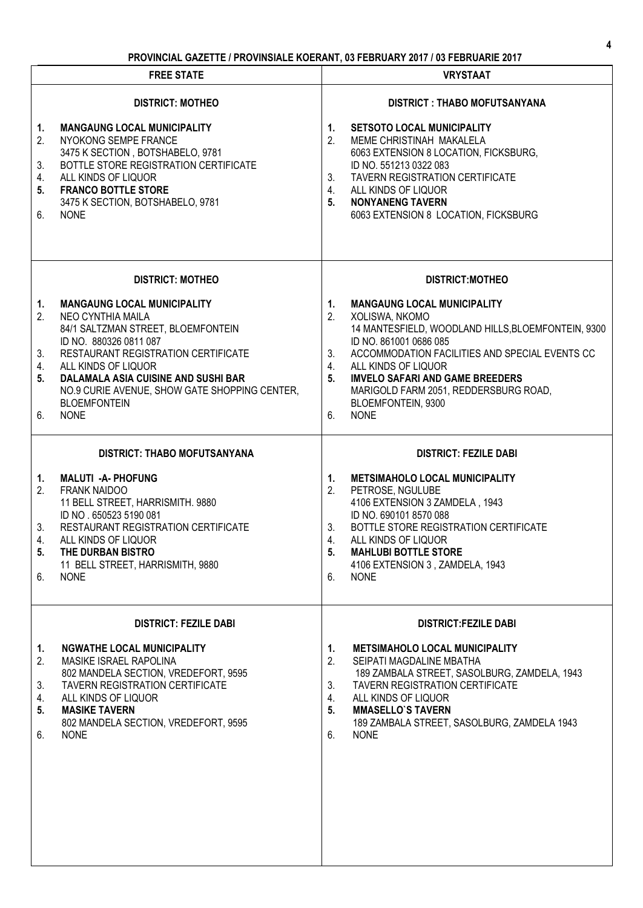| FREE STATE | VRYSTAAT |
|---|---|
| **DISTRICT: MOTHEO**<br><br>**1. MANGAUNG LOCAL MUNICIPALITY**<br>2. NYOKONG SEMPE FRANCE<br>3475 K SECTION , BOTSHABELO, 9781<br>3. BOTTLE STORE REGISTRATION CERTIFICATE<br>4. ALL KINDS OF LIQUOR<br>**5. FRANCO BOTTLE STORE**<br>3475 K SECTION, BOTSHABELO, 9781<br>6. NONE | **DISTRICT : THABO MOFUTSANYANA**<br><br>**1. SETSOTO LOCAL MUNICIPALITY**<br>2. MEME CHRISTINAH MAKALELA<br>6063 EXTENSION 8 LOCATION, FICKSBURG,<br>ID NO. 551213 0322 083<br>3. TAVERN REGISTRATION CERTIFICATE<br>4. ALL KINDS OF LIQUOR<br>**5. NONYANENG TAVERN**<br>6063 EXTENSION 8 LOCATION, FICKSBURG |
| **DISTRICT: MOTHEO**<br><br>**1. MANGAUNG LOCAL MUNICIPALITY**<br>2. NEO CYNTHIA MAILA<br>84/1 SALTZMAN STREET, BLOEMFONTEIN<br>ID NO. 880326 0811 087<br>3. RESTAURANT REGISTRATION CERTIFICATE<br>4. ALL KINDS OF LIQUOR<br>**5. DALAMALA ASIA CUISINE AND SUSHI BAR**<br>NO.9 CURIE AVENUE, SHOW GATE SHOPPING CENTER, BLOEMFONTEIN<br>6. NONE | **DISTRICT:MOTHEO**<br><br>**1. MANGAUNG LOCAL MUNICIPALITY**<br>2. XOLISWA, NKOMO<br>14 MANTESFIELD, WOODLAND HILLS,BLOEMFONTEIN, 9300<br>ID NO. 861001 0686 085<br>3. ACCOMMODATION FACILITIES AND SPECIAL EVENTS CC<br>4. ALL KINDS OF LIQUOR<br>**5. IMVELO SAFARI AND GAME BREEDERS**<br>MARIGOLD FARM 2051, REDDERSBURG ROAD, BLOEMFONTEIN, 9300<br>6. NONE |
| **DISTRICT: THABO MOFUTSANYANA**<br><br>**1. MALUTI -A- PHOFUNG**<br>2. FRANK NAIDOO<br>11 BELL STREET, HARRISMITH. 9880<br>ID NO . 650523 5190 081<br>3. RESTAURANT REGISTRATION CERTIFICATE<br>4. ALL KINDS OF LIQUOR<br>**5. THE DURBAN BISTRO**<br>11 BELL STREET, HARRISMITH, 9880<br>6. NONE | **DISTRICT: FEZILE DABI**<br><br>**1. METSIMAHOLO LOCAL MUNICIPALITY**<br>2. PETROSE, NGULUBE<br>4106 EXTENSION 3 ZAMDELA , 1943<br>ID NO. 690101 8570 088<br>3. BOTTLE STORE REGISTRATION CERTIFICATE<br>4. ALL KINDS OF LIQUOR<br>**5. MAHLUBI BOTTLE STORE**<br>4106 EXTENSION 3 , ZAMDELA, 1943<br>6. NONE |
| **DISTRICT: FEZILE DABI**<br><br>**1. NGWATHE LOCAL MUNICIPALITY**<br>2. MASIKE ISRAEL RAPOLINA<br>802 MANDELA SECTION, VREDEFORT, 9595<br>3. TAVERN REGISTRATION CERTIFICATE<br>4. ALL KINDS OF LIQUOR<br>**5. MASIKE TAVERN**<br>802 MANDELA SECTION, VREDEFORT, 9595<br>6. NONE | **DISTRICT:FEZILE DABI**<br><br>**1. METSIMAHOLO LOCAL MUNICIPALITY**<br>2. SEIPATI MAGDALINE MBATHA<br>189 ZAMBALA STREET, SASOLBURG, ZAMDELA, 1943<br>3. TAVERN REGISTRATION CERTIFICATE<br>4. ALL KINDS OF LIQUOR<br>**5. MMASELLO`S TAVERN**<br>189 ZAMBALA STREET, SASOLBURG, ZAMDELA 1943<br>6. NONE |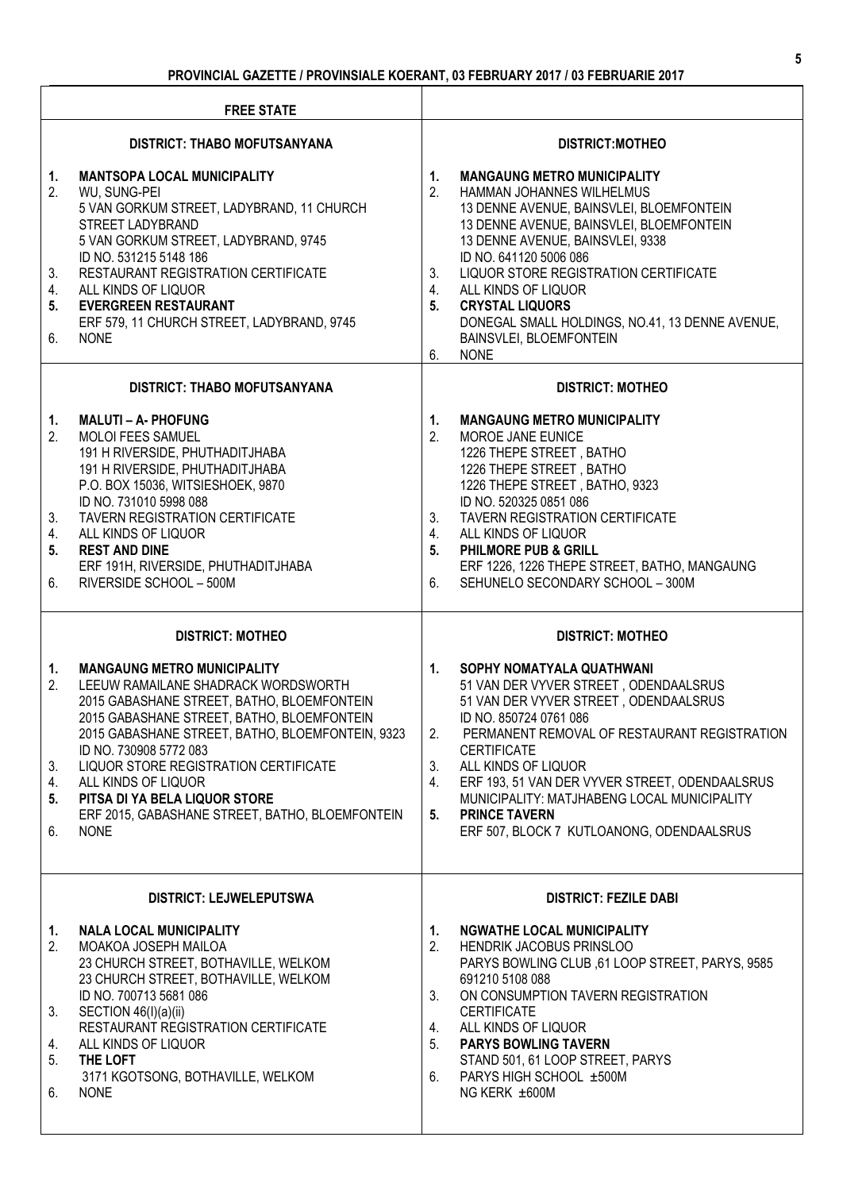**PROVINCIAL GAZETTE / PROVINSIALE KOERANT, 03 FEBRUARY 2017 / 03 FEBRUARIE 2017**

## FREE STATE

### DISTRICT: THABO MOFUTSANYANA

1. **MANTSOPA LOCAL MUNICIPALITY**
2. WU, SUNG-PEI
   5 VAN GORKUM STREET, LADYBRAND, 11 CHURCH STREET LADYBRAND
   5 VAN GORKUM STREET, LADYBRAND, 9745
   ID NO. 531215 5148 186
3. RESTAURANT REGISTRATION CERTIFICATE
4. ALL KINDS OF LIQUOR
5. **EVERGREEN RESTAURANT**
   ERF 579, 11 CHURCH STREET, LADYBRAND, 9745
6. NONE

### DISTRICT:MOTHEO

1. **MANGAUNG METRO MUNICIPALITY**
2. HAMMAN JOHANNES WILHELMUS
   13 DENNE AVENUE, BAINSVLEI, BLOEMFONTEIN
   13 DENNE AVENUE, BAINSVLEI, BLOEMFONTEIN
   13 DENNE AVENUE, BAINSVLEI, 9338
   ID NO. 641120 5006 086
3. LIQUOR STORE REGISTRATION CERTIFICATE
4. ALL KINDS OF LIQUOR
5. **CRYSTAL LIQUORS**
   DONEGAL SMALL HOLDINGS, NO.41, 13 DENNE AVENUE, BAINSVLEI, BLOEMFONTEIN
6. NONE

### DISTRICT: THABO MOFUTSANYANA

1. **MALUTI – A- PHOFUNG**
2. MOLOI FEES SAMUEL
   191 H RIVERSIDE, PHUTHADITJHABA
   191 H RIVERSIDE, PHUTHADITJHABA
   P.O. BOX 15036, WITSIESHOEK, 9870
   ID NO. 731010 5998 088
3. TAVERN REGISTRATION CERTIFICATE
4. ALL KINDS OF LIQUOR
5. **REST AND DINE**
   ERF 191H, RIVERSIDE, PHUTHADITJHABA
6. RIVERSIDE SCHOOL – 500M

### DISTRICT: MOTHEO

1. **MANGAUNG METRO MUNICIPALITY**
2. MOROE JANE EUNICE
   1226 THEPE STREET , BATHO
   1226 THEPE STREET , BATHO
   1226 THEPE STREET , BATHO, 9323
   ID NO. 520325 0851 086
3. TAVERN REGISTRATION CERTIFICATE
4. ALL KINDS OF LIQUOR
5. **PHILMORE PUB & GRILL**
   ERF 1226, 1226 THEPE STREET, BATHO, MANGAUNG
6. SEHUNELO SECONDARY SCHOOL – 300M

### DISTRICT: MOTHEO

1. **MANGAUNG METRO MUNICIPALITY**
2. LEEUW RAMAILANE SHADRACK WORDSWORTH
   2015 GABASHANE STREET, BATHO, BLOEMFONTEIN
   2015 GABASHANE STREET, BATHO, BLOEMFONTEIN
   2015 GABASHANE STREET, BATHO, BLOEMFONTEIN, 9323
   ID NO. 730908 5772 083
3. LIQUOR STORE REGISTRATION CERTIFICATE
4. ALL KINDS OF LIQUOR
5. **PITSA DI YA BELA LIQUOR STORE**
   ERF 2015, GABASHANE STREET, BATHO, BLOEMFONTEIN
6. NONE

### DISTRICT: MOTHEO

1. **SOPHY NOMATYALA QUATHWANI**
   51 VAN DER VYVER STREET , ODENDAALSRUS
   51 VAN DER VYVER STREET , ODENDAALSRUS
   ID NO. 850724 0761 086
2. PERMANENT REMOVAL OF RESTAURANT REGISTRATION CERTIFICATE
3. ALL KINDS OF LIQUOR
4. ERF 193, 51 VAN DER VYVER STREET, ODENDAALSRUS
   MUNICIPALITY: MATJHABENG LOCAL MUNICIPALITY
5. **PRINCE TAVERN**
   ERF 507, BLOCK 7 KUTLOANONG, ODENDAALSRUS

### DISTRICT: LEJWELEPUTSWA

1. **NALA LOCAL MUNICIPALITY**
2. MOAKOA JOSEPH MAILOA
   23 CHURCH STREET, BOTHAVILLE, WELKOM
   23 CHURCH STREET, BOTHAVILLE, WELKOM
   ID NO. 700713 5681 086
3. SECTION 46(I)(a)(ii)
   RESTAURANT REGISTRATION CERTIFICATE
4. ALL KINDS OF LIQUOR
5. **THE LOFT**
   3171 KGOTSONG, BOTHAVILLE, WELKOM
6. NONE

### DISTRICT: FEZILE DABI

1. **NGWATHE LOCAL MUNICIPALITY**
2. HENDRIK JACOBUS PRINSLOO
   PARYS BOWLING CLUB ,61 LOOP STREET, PARYS, 9585
   691210 5108 088
3. ON CONSUMPTION TAVERN REGISTRATION CERTIFICATE
4. ALL KINDS OF LIQUOR
5. **PARYS BOWLING TAVERN**
   STAND 501, 61 LOOP STREET, PARYS
6. PARYS HIGH SCHOOL ±500M
   NG KERK ±600M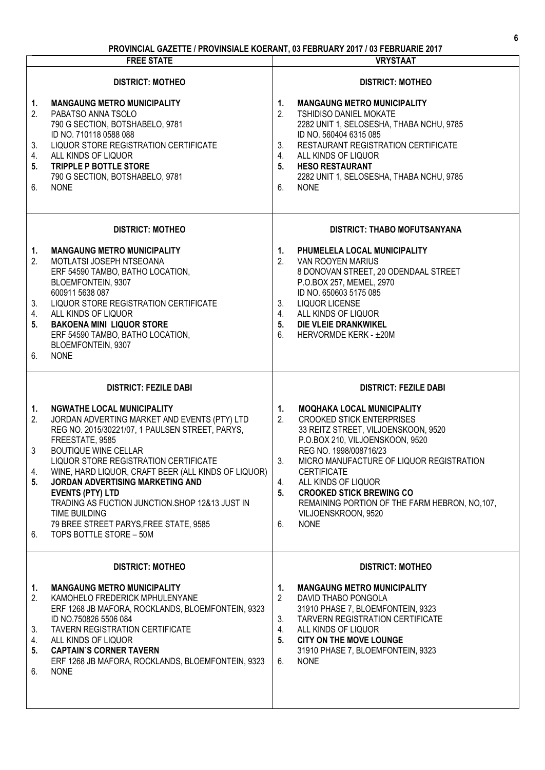**PROVINCIAL GAZETTE / PROVINSIALE KOERANT, 03 FEBRUARY 2017 / 03 FEBRUARIE 2017**

| FREE STATE | VRYSTAAT |
|---|---|

**DISTRICT: MOTHEO**

1. **MANGAUNG METRO MUNICIPALITY**
2. PABATSO ANNA TSOLO
   790 G SECTION, BOTSHABELO, 9781
   ID NO. 710118 0588 088
3. LIQUOR STORE REGISTRATION CERTIFICATE
4. ALL KINDS OF LIQUOR
5. **TRIPPLE P BOTTLE STORE**
   790 G SECTION, BOTSHABELO, 9781
6. NONE

**DISTRICT: MOTHEO**

1. **MANGAUNG METRO MUNICIPALITY**
2. TSHIDISO DANIEL MOKATE
   2282 UNIT 1, SELOSESHA, THABA NCHU, 9785
   ID NO. 560404 6315 085
3. RESTAURANT REGISTRATION CERTIFICATE
4. ALL KINDS OF LIQUOR
5. **HESO RESTAURANT**
   2282 UNIT 1, SELOSESHA, THABA NCHU, 9785
6. NONE

**DISTRICT: MOTHEO**

1. **MANGAUNG METRO MUNICIPALITY**
2. MOTLATSI JOSEPH NTSEOANA
   ERF 54590 TAMBO, BATHO LOCATION,
   BLOEMFONTEIN, 9307
   600911 5638 087
3. LIQUOR STORE REGISTRATION CERTIFICATE
4. ALL KINDS OF LIQUOR
5. **BAKOENA MINI LIQUOR STORE**
   ERF 54590 TAMBO, BATHO LOCATION,
   BLOEMFONTEIN, 9307
6. NONE

**DISTRICT: THABO MOFUTSANYANA**

1. **PHUMELELA LOCAL MUNICIPALITY**
2. VAN ROOYEN MARIUS
   8 DONOVAN STREET, 20 ODENDAAL STREET
   P.O.BOX 257, MEMEL, 2970
   ID NO. 650603 5175 085
3. LIQUOR LICENSE
4. ALL KINDS OF LIQUOR
5. **DIE VLEIE DRANKWIKEL**
6. HERVORMDE KERK - ±20M

**DISTRICT: FEZILE DABI**

1. **NGWATHE LOCAL MUNICIPALITY**
2. JORDAN ADVERTING MARKET AND EVENTS (PTY) LTD
   REG NO. 2015/30221/07, 1 PAULSEN STREET, PARYS,
   FREESTATE, 9585
3. BOUTIQUE WINE CELLAR
   LIQUOR STORE REGISTRATION CERTIFICATE
4. WINE, HARD LIQUOR, CRAFT BEER (ALL KINDS OF LIQUOR)
5. **JORDAN ADVERTISING MARKETING AND EVENTS (PTY) LTD**
   TRADING AS FUCTION JUNCTION.SHOP 12&13 JUST IN TIME BUILDING
   79 BREE STREET PARYS,FREE STATE, 9585
6. TOPS BOTTLE STORE – 50M

**DISTRICT: FEZILE DABI**

1. **MOQHAKA LOCAL MUNICIPALITY**
2. CROOKED STICK ENTERPRISES
   33 REITZ STREET, VILJOENSKOON, 9520
   P.O.BOX 210, VILJOENSKOON, 9520
   REG NO. 1998/008716/23
3. MICRO MANUFACTURE OF LIQUOR REGISTRATION CERTIFICATE
4. ALL KINDS OF LIQUOR
5. **CROOKED STICK BREWING CO**
   REMAINING PORTION OF THE FARM HEBRON, NO,107,
   VILJOENSKROON, 9520
6. NONE

**DISTRICT: MOTHEO**

1. **MANGAUNG METRO MUNICIPALITY**
2. KAMOHELO FREDERICK MPHULENYANE
   ERF 1268 JB MAFORA, ROCKLANDS, BLOEMFONTEIN, 9323
   ID NO.750826 5506 084
3. TAVERN REGISTRATION CERTIFICATE
4. ALL KINDS OF LIQUOR
5. **CAPTAIN`S CORNER TAVERN**
   ERF 1268 JB MAFORA, ROCKLANDS, BLOEMFONTEIN, 9323
6. NONE

**DISTRICT: MOTHEO**

1. **MANGAUNG METRO MUNICIPALITY**
2. DAVID THABO PONGOLA
   31910 PHASE 7, BLOEMFONTEIN, 9323
3. TARVERN REGISTRATION CERTIFICATE
4. ALL KINDS OF LIQUOR
5. **CITY ON THE MOVE LOUNGE**
   31910 PHASE 7, BLOEMFONTEIN, 9323
6. NONE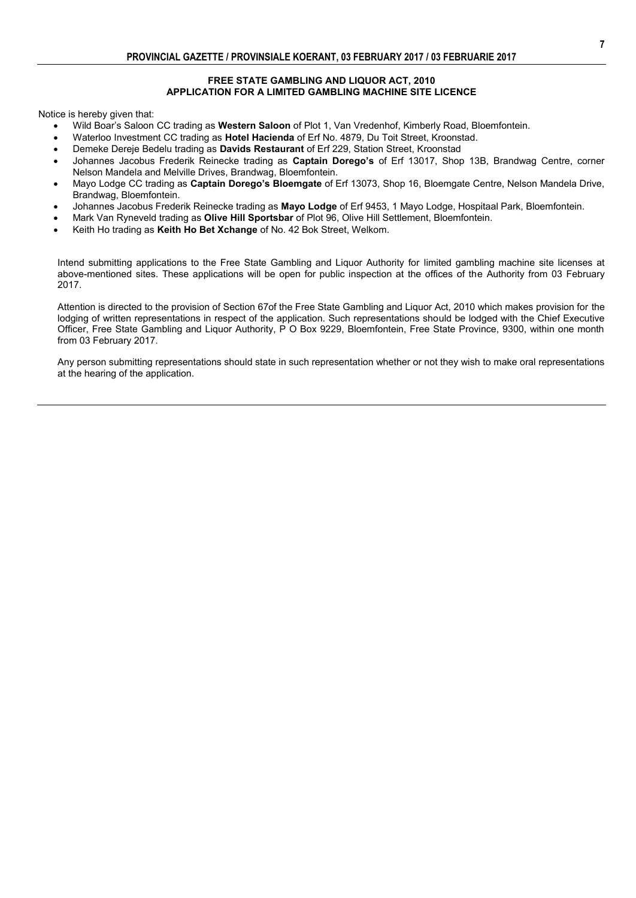**FREE STATE GAMBLING AND LIQUOR ACT, 2010**
**APPLICATION FOR A LIMITED GAMBLING MACHINE SITE LICENCE**

Notice is hereby given that:

- Wild Boar's Saloon CC trading as **Western Saloon** of Plot 1, Van Vredenhof, Kimberly Road, Bloemfontein.
- Waterloo Investment CC trading as **Hotel Hacienda** of Erf No. 4879, Du Toit Street, Kroonstad.
- Demeke Dereje Bedelu trading as **Davids Restaurant** of Erf 229, Station Street, Kroonstad
- Johannes Jacobus Frederik Reinecke trading as **Captain Dorego's** of Erf 13017, Shop 13B, Brandwag Centre, corner Nelson Mandela and Melville Drives, Brandwag, Bloemfontein.
- Mayo Lodge CC trading as **Captain Dorego's Bloemgate** of Erf 13073, Shop 16, Bloemgate Centre, Nelson Mandela Drive, Brandwag, Bloemfontein.
- Johannes Jacobus Frederik Reinecke trading as **Mayo Lodge** of Erf 9453, 1 Mayo Lodge, Hospitaal Park, Bloemfontein.
- Mark Van Ryneveld trading as **Olive Hill Sportsbar** of Plot 96, Olive Hill Settlement, Bloemfontein.
- Keith Ho trading as **Keith Ho Bet Xchange** of No. 42 Bok Street, Welkom.

Intend submitting applications to the Free State Gambling and Liquor Authority for limited gambling machine site licenses at above-mentioned sites. These applications will be open for public inspection at the offices of the Authority from 03 February 2017.

Attention is directed to the provision of Section 67of the Free State Gambling and Liquor Act, 2010 which makes provision for the lodging of written representations in respect of the application. Such representations should be lodged with the Chief Executive Officer, Free State Gambling and Liquor Authority, P O Box 9229, Bloemfontein, Free State Province, 9300, within one month from 03 February 2017.

Any person submitting representations should state in such representation whether or not they wish to make oral representations at the hearing of the application.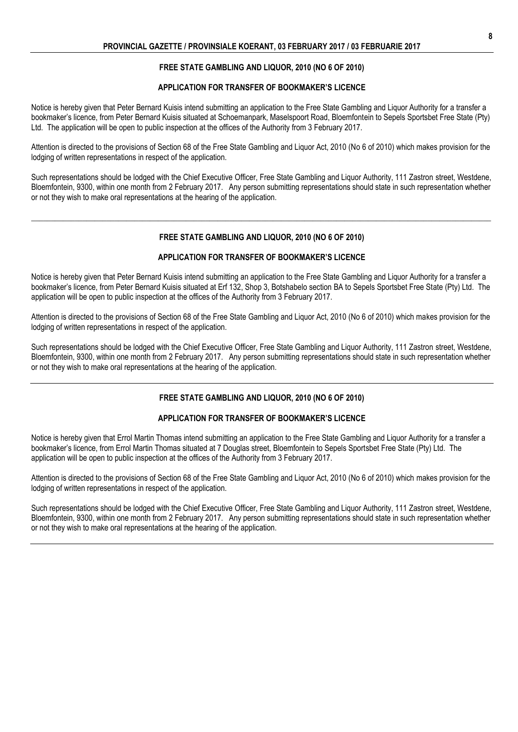### FREE STATE GAMBLING AND LIQUOR, 2010 (NO 6 OF 2010)

#### APPLICATION FOR TRANSFER OF BOOKMAKER'S LICENCE

Notice is hereby given that Peter Bernard Kuisis intend submitting an application to the Free State Gambling and Liquor Authority for a transfer a bookmaker's licence, from Peter Bernard Kuisis situated at Schoemanpark, Maselspoort Road, Bloemfontein to Sepels Sportsbet Free State (Pty) Ltd. The application will be open to public inspection at the offices of the Authority from 3 February 2017.

Attention is directed to the provisions of Section 68 of the Free State Gambling and Liquor Act, 2010 (No 6 of 2010) which makes provision for the lodging of written representations in respect of the application.

Such representations should be lodged with the Chief Executive Officer, Free State Gambling and Liquor Authority, 111 Zastron street, Westdene, Bloemfontein, 9300, within one month from 2 February 2017. Any person submitting representations should state in such representation whether or not they wish to make oral representations at the hearing of the application.

---

### FREE STATE GAMBLING AND LIQUOR, 2010 (NO 6 OF 2010)

#### APPLICATION FOR TRANSFER OF BOOKMAKER'S LICENCE

Notice is hereby given that Peter Bernard Kuisis intend submitting an application to the Free State Gambling and Liquor Authority for a transfer a bookmaker's licence, from Peter Bernard Kuisis situated at Erf 132, Shop 3, Botshabelo section BA to Sepels Sportsbet Free State (Pty) Ltd. The application will be open to public inspection at the offices of the Authority from 3 February 2017.

Attention is directed to the provisions of Section 68 of the Free State Gambling and Liquor Act, 2010 (No 6 of 2010) which makes provision for the lodging of written representations in respect of the application.

Such representations should be lodged with the Chief Executive Officer, Free State Gambling and Liquor Authority, 111 Zastron street, Westdene, Bloemfontein, 9300, within one month from 2 February 2017. Any person submitting representations should state in such representation whether or not they wish to make oral representations at the hearing of the application.

---

### FREE STATE GAMBLING AND LIQUOR, 2010 (NO 6 OF 2010)

#### APPLICATION FOR TRANSFER OF BOOKMAKER'S LICENCE

Notice is hereby given that Errol Martin Thomas intend submitting an application to the Free State Gambling and Liquor Authority for a transfer a bookmaker's licence, from Errol Martin Thomas situated at 7 Douglas street, Bloemfontein to Sepels Sportsbet Free State (Pty) Ltd. The application will be open to public inspection at the offices of the Authority from 3 February 2017.

Attention is directed to the provisions of Section 68 of the Free State Gambling and Liquor Act, 2010 (No 6 of 2010) which makes provision for the lodging of written representations in respect of the application.

Such representations should be lodged with the Chief Executive Officer, Free State Gambling and Liquor Authority, 111 Zastron street, Westdene, Bloemfontein, 9300, within one month from 2 February 2017. Any person submitting representations should state in such representation whether or not they wish to make oral representations at the hearing of the application.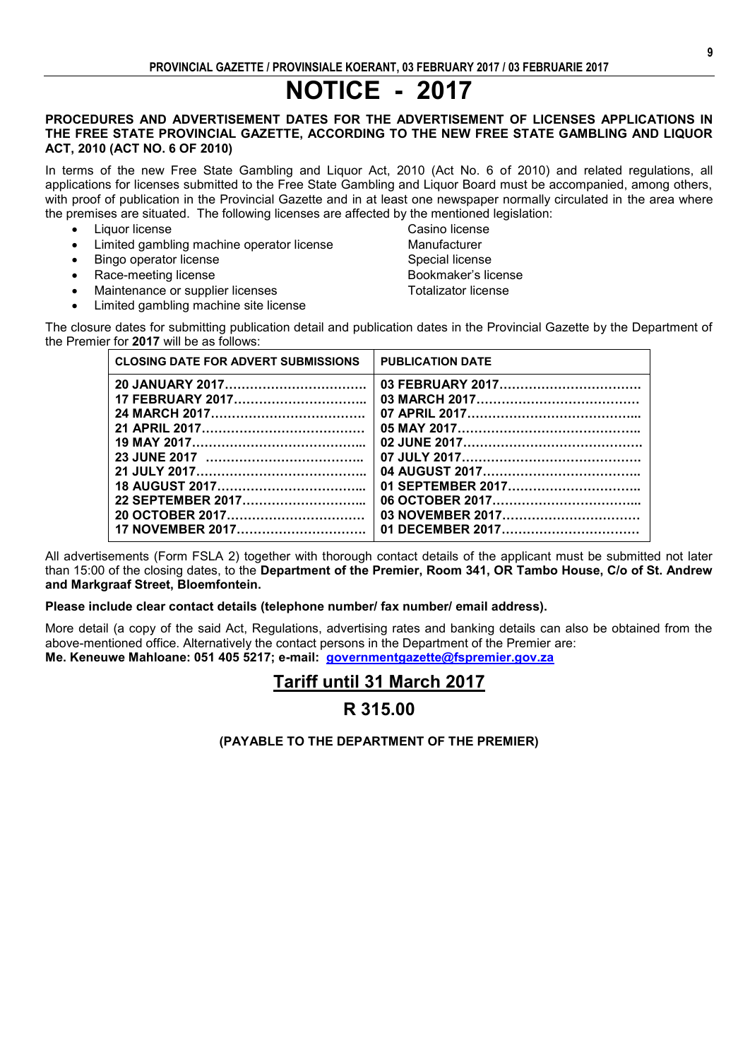# NOTICE - 2017

**PROCEDURES AND ADVERTISEMENT DATES FOR THE ADVERTISEMENT OF LICENSES APPLICATIONS IN THE FREE STATE PROVINCIAL GAZETTE, ACCORDING TO THE NEW FREE STATE GAMBLING AND LIQUOR ACT, 2010 (ACT NO. 6 OF 2010)**

In terms of the new Free State Gambling and Liquor Act, 2010 (Act No. 6 of 2010) and related regulations, all applications for licenses submitted to the Free State Gambling and Liquor Board must be accompanied, among others, with proof of publication in the Provincial Gazette and in at least one newspaper normally circulated in the area where the premises are situated. The following licenses are affected by the mentioned legislation:

- Liquor license
- Limited gambling machine operator license
- Bingo operator license
- Race-meeting license
- Maintenance or supplier licenses
- Limited gambling machine site license
- Casino license
- Manufacturer
- Special license
- Bookmaker's license
- Totalizator license

The closure dates for submitting publication detail and publication dates in the Provincial Gazette by the Department of the Premier for **2017** will be as follows:

| CLOSING DATE FOR ADVERT SUBMISSIONS | PUBLICATION DATE |
|---|---|
| **20 JANUARY 2017……………………………** | **03 FEBRUARY 2017……………………………** |
| **17 FEBRUARY 2017…………………………..** | **03 MARCH 2017…………………………………** |
| **24 MARCH 2017………………………………** | **07 APRIL 2017…………………………………...** |
| **21 APRIL 2017…………………………………** | **05 MAY 2017……………………………………..** |
| **19 MAY 2017…………………………………...** | **02 JUNE 2017……………………………………** |
| **23 JUNE 2017 ………………………………..** | **07 JULY 2017……………………………………** |
| **21 JULY 2017…………………………………..** | **04 AUGUST 2017………………………………..** |
| **18 AUGUST 2017……………………………...** | **01 SEPTEMBER 2017…………………………..** |
| **22 SEPTEMBER 2017………………………...** | **06 OCTOBER 2017……………………………...** |
| **20 OCTOBER 2017……………………………** | **03 NOVEMBER 2017……………………………** |
| **17 NOVEMBER 2017…………………………** | **01 DECEMBER 2017……………………………** |

All advertisements (Form FSLA 2) together with thorough contact details of the applicant must be submitted not later than 15:00 of the closing dates, to the **Department of the Premier, Room 341, OR Tambo House, C/o of St. Andrew and Markgraaf Street, Bloemfontein.**

**Please include clear contact details (telephone number/ fax number/ email address).**

More detail (a copy of the said Act, Regulations, advertising rates and banking details can also be obtained from the above-mentioned office. Alternatively the contact persons in the Department of the Premier are:
**Me. Keneuwe Mahloane: 051 405 5217; e-mail: governmentgazette@fspremier.gov.za**

## Tariff until 31 March 2017

## R 315.00

**(PAYABLE TO THE DEPARTMENT OF THE PREMIER)**